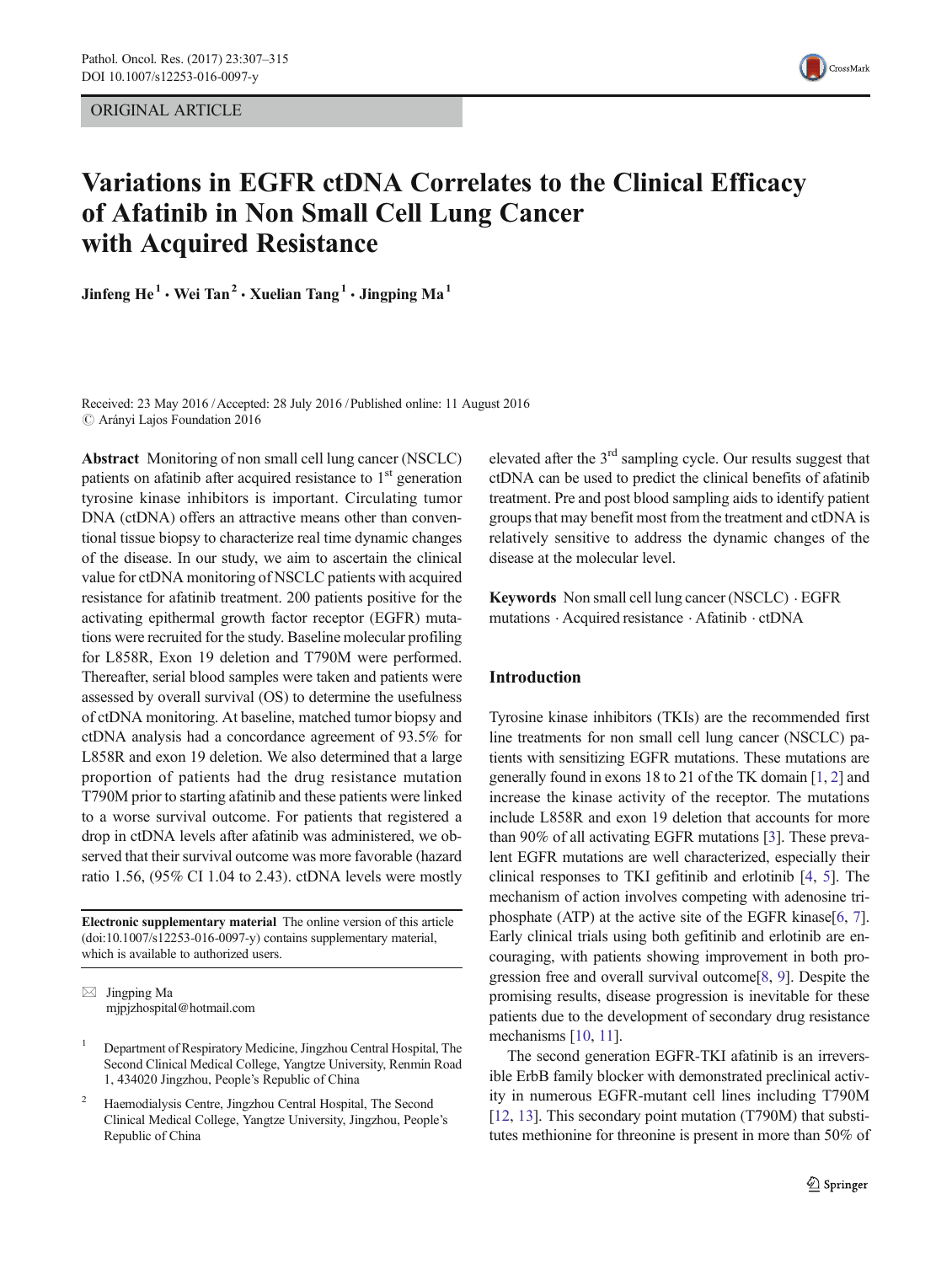ORIGINAL ARTICLE

# Variations in EGFR ctDNA Correlates to the Clinical Efficacy of Afatinib in Non Small Cell Lung Cancer with Acquired Resistance

Jinfeng He[1] · Wei Tan[2] · Xuelian Tang[1] · Jingping Ma[1]

Received: 23 May 2016 / Accepted: 28 July 2016 / Published online: 11 August 2016
© Arányi Lajos Foundation 2016

**Abstract** Monitoring of non small cell lung cancer (NSCLC) patients on afatinib after acquired resistance to 1st generation tyrosine kinase inhibitors is important. Circulating tumor DNA (ctDNA) offers an attractive means other than conventional tissue biopsy to characterize real time dynamic changes of the disease. In our study, we aim to ascertain the clinical value for ctDNA monitoring of NSCLC patients with acquired resistance for afatinib treatment. 200 patients positive for the activating epithermal growth factor receptor (EGFR) mutations were recruited for the study. Baseline molecular profiling for L858R, Exon 19 deletion and T790M were performed. Thereafter, serial blood samples were taken and patients were assessed by overall survival (OS) to determine the usefulness of ctDNA monitoring. At baseline, matched tumor biopsy and ctDNA analysis had a concordance agreement of 93.5% for L858R and exon 19 deletion. We also determined that a large proportion of patients had the drug resistance mutation T790M prior to starting afatinib and these patients were linked to a worse survival outcome. For patients that registered a drop in ctDNA levels after afatinib was administered, we observed that their survival outcome was more favorable (hazard ratio 1.56, (95% CI 1.04 to 2.43). ctDNA levels were mostly elevated after the 3rd sampling cycle. Our results suggest that ctDNA can be used to predict the clinical benefits of afatinib treatment. Pre and post blood sampling aids to identify patient groups that may benefit most from the treatment and ctDNA is relatively sensitive to address the dynamic changes of the disease at the molecular level.

**Keywords** Non small cell lung cancer (NSCLC) · EGFR mutations · Acquired resistance · Afatinib · ctDNA

**Electronic supplementary material** The online version of this article (doi:10.1007/s12253-016-0097-y) contains supplementary material, which is available to authorized users.

✉ Jingping Ma
mjpjzhospital@hotmail.com

[1] Department of Respiratory Medicine, Jingzhou Central Hospital, The Second Clinical Medical College, Yangtze University, Renmin Road 1, 434020 Jingzhou, People's Republic of China

[2] Haemodialysis Centre, Jingzhou Central Hospital, The Second Clinical Medical College, Yangtze University, Jingzhou, People's Republic of China

## Introduction

Tyrosine kinase inhibitors (TKIs) are the recommended first line treatments for non small cell lung cancer (NSCLC) patients with sensitizing EGFR mutations. These mutations are generally found in exons 18 to 21 of the TK domain [1, 2] and increase the kinase activity of the receptor. The mutations include L858R and exon 19 deletion that accounts for more than 90% of all activating EGFR mutations [3]. These prevalent EGFR mutations are well characterized, especially their clinical responses to TKI gefitinib and erlotinib [4, 5]. The mechanism of action involves competing with adenosine triphosphate (ATP) at the active site of the EGFR kinase[6, 7]. Early clinical trials using both gefitinib and erlotinib are encouraging, with patients showing improvement in both progression free and overall survival outcome[8, 9]. Despite the promising results, disease progression is inevitable for these patients due to the development of secondary drug resistance mechanisms [10, 11].

The second generation EGFR-TKI afatinib is an irreversible ErbB family blocker with demonstrated preclinical activity in numerous EGFR-mutant cell lines including T790M [12, 13]. This secondary point mutation (T790M) that substitutes methionine for threonine is present in more than 50% of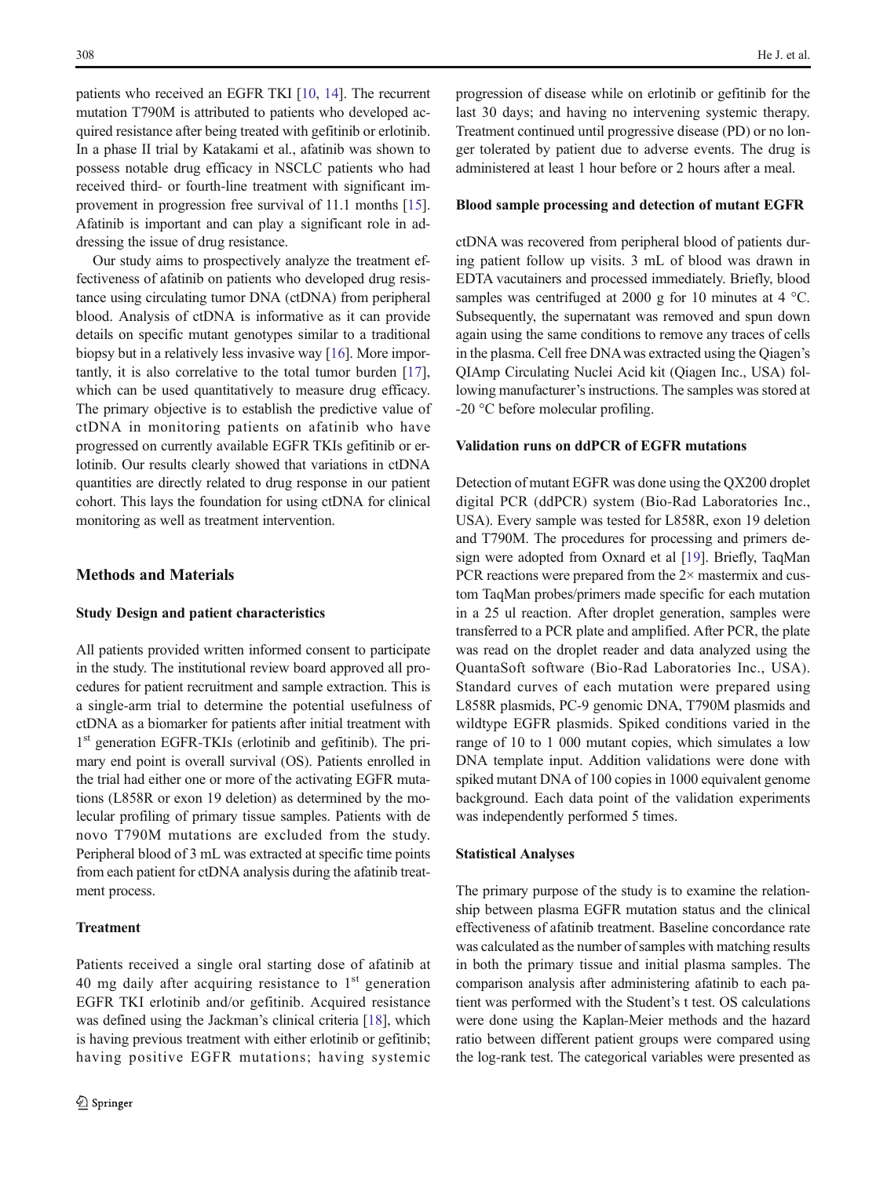patients who received an EGFR TKI [10, 14]. The recurrent mutation T790M is attributed to patients who developed acquired resistance after being treated with gefitinib or erlotinib. In a phase II trial by Katakami et al., afatinib was shown to possess notable drug efficacy in NSCLC patients who had received third- or fourth-line treatment with significant improvement in progression free survival of 11.1 months [15]. Afatinib is important and can play a significant role in addressing the issue of drug resistance.

Our study aims to prospectively analyze the treatment effectiveness of afatinib on patients who developed drug resistance using circulating tumor DNA (ctDNA) from peripheral blood. Analysis of ctDNA is informative as it can provide details on specific mutant genotypes similar to a traditional biopsy but in a relatively less invasive way [16]. More importantly, it is also correlative to the total tumor burden [17], which can be used quantitatively to measure drug efficacy. The primary objective is to establish the predictive value of ctDNA in monitoring patients on afatinib who have progressed on currently available EGFR TKIs gefitinib or erlotinib. Our results clearly showed that variations in ctDNA quantities are directly related to drug response in our patient cohort. This lays the foundation for using ctDNA for clinical monitoring as well as treatment intervention.

## Methods and Materials

### Study Design and patient characteristics

All patients provided written informed consent to participate in the study. The institutional review board approved all procedures for patient recruitment and sample extraction. This is a single-arm trial to determine the potential usefulness of ctDNA as a biomarker for patients after initial treatment with 1st generation EGFR-TKIs (erlotinib and gefitinib). The primary end point is overall survival (OS). Patients enrolled in the trial had either one or more of the activating EGFR mutations (L858R or exon 19 deletion) as determined by the molecular profiling of primary tissue samples. Patients with de novo T790M mutations are excluded from the study. Peripheral blood of 3 mL was extracted at specific time points from each patient for ctDNA analysis during the afatinib treatment process.

### Treatment

Patients received a single oral starting dose of afatinib at 40 mg daily after acquiring resistance to 1st generation EGFR TKI erlotinib and/or gefitinib. Acquired resistance was defined using the Jackman's clinical criteria [18], which is having previous treatment with either erlotinib or gefitinib; having positive EGFR mutations; having systemic progression of disease while on erlotinib or gefitinib for the last 30 days; and having no intervening systemic therapy. Treatment continued until progressive disease (PD) or no longer tolerated by patient due to adverse events. The drug is administered at least 1 hour before or 2 hours after a meal.

### Blood sample processing and detection of mutant EGFR

ctDNA was recovered from peripheral blood of patients during patient follow up visits. 3 mL of blood was drawn in EDTA vacutainers and processed immediately. Briefly, blood samples was centrifuged at 2000 g for 10 minutes at 4 °C. Subsequently, the supernatant was removed and spun down again using the same conditions to remove any traces of cells in the plasma. Cell free DNA was extracted using the Qiagen's QIAmp Circulating Nuclei Acid kit (Qiagen Inc., USA) following manufacturer's instructions. The samples was stored at -20 °C before molecular profiling.

### Validation runs on ddPCR of EGFR mutations

Detection of mutant EGFR was done using the QX200 droplet digital PCR (ddPCR) system (Bio-Rad Laboratories Inc., USA). Every sample was tested for L858R, exon 19 deletion and T790M. The procedures for processing and primers design were adopted from Oxnard et al [19]. Briefly, TaqMan PCR reactions were prepared from the 2× mastermix and custom TaqMan probes/primers made specific for each mutation in a 25 ul reaction. After droplet generation, samples were transferred to a PCR plate and amplified. After PCR, the plate was read on the droplet reader and data analyzed using the QuantaSoft software (Bio-Rad Laboratories Inc., USA). Standard curves of each mutation were prepared using L858R plasmids, PC-9 genomic DNA, T790M plasmids and wildtype EGFR plasmids. Spiked conditions varied in the range of 10 to 1 000 mutant copies, which simulates a low DNA template input. Addition validations were done with spiked mutant DNA of 100 copies in 1000 equivalent genome background. Each data point of the validation experiments was independently performed 5 times.

### Statistical Analyses

The primary purpose of the study is to examine the relationship between plasma EGFR mutation status and the clinical effectiveness of afatinib treatment. Baseline concordance rate was calculated as the number of samples with matching results in both the primary tissue and initial plasma samples. The comparison analysis after administering afatinib to each patient was performed with the Student's t test. OS calculations were done using the Kaplan-Meier methods and the hazard ratio between different patient groups were compared using the log-rank test. The categorical variables were presented as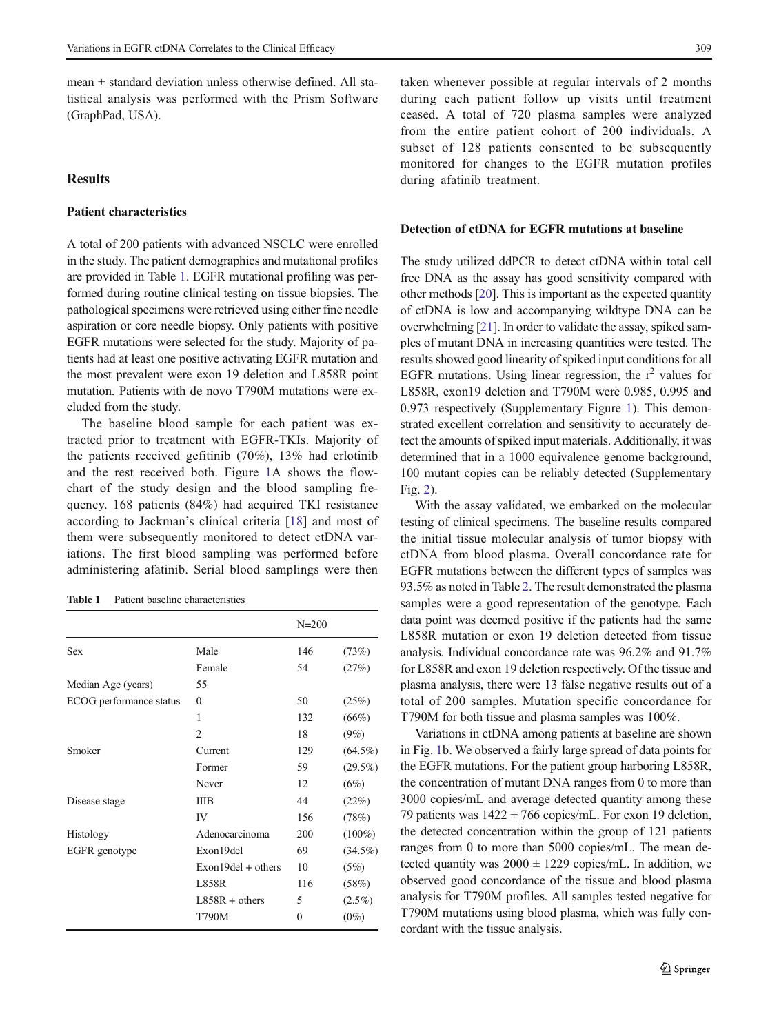mean ± standard deviation unless otherwise defined. All statistical analysis was performed with the Prism Software (GraphPad, USA).

## Results

### Patient characteristics

A total of 200 patients with advanced NSCLC were enrolled in the study. The patient demographics and mutational profiles are provided in Table 1. EGFR mutational profiling was performed during routine clinical testing on tissue biopsies. The pathological specimens were retrieved using either fine needle aspiration or core needle biopsy. Only patients with positive EGFR mutations were selected for the study. Majority of patients had at least one positive activating EGFR mutation and the most prevalent were exon 19 deletion and L858R point mutation. Patients with de novo T790M mutations were excluded from the study.

The baseline blood sample for each patient was extracted prior to treatment with EGFR-TKIs. Majority of the patients received gefitinib (70%), 13% had erlotinib and the rest received both. Figure 1A shows the flowchart of the study design and the blood sampling frequency. 168 patients (84%) had acquired TKI resistance according to Jackman's clinical criteria [18] and most of them were subsequently monitored to detect ctDNA variations. The first blood sampling was performed before administering afatinib. Serial blood samplings were then taken whenever possible at regular intervals of 2 months during each patient follow up visits until treatment ceased. A total of 720 plasma samples were analyzed from the entire patient cohort of 200 individuals. A subset of 128 patients consented to be subsequently monitored for changes to the EGFR mutation profiles during afatinib treatment.

**Table 1** Patient baseline characteristics

| | | N=200 | |
|---|---|---|---|
| Sex | Male | 146 | (73%) |
| | Female | 54 | (27%) |
| Median Age (years) | 55 | | |
| ECOG performance status | 0 | 50 | (25%) |
| | 1 | 132 | (66%) |
| | 2 | 18 | (9%) |
| Smoker | Current | 129 | (64.5%) |
| | Former | 59 | (29.5%) |
| | Never | 12 | (6%) |
| Disease stage | IIIB | 44 | (22%) |
| | IV | 156 | (78%) |
| Histology | Adenocarcinoma | 200 | (100%) |
| EGFR genotype | Exon19del | 69 | (34.5%) |
| | Exon19del + others | 10 | (5%) |
| | L858R | 116 | (58%) |
| | L858R + others | 5 | (2.5%) |
| | T790M | 0 | (0%) |

### Detection of ctDNA for EGFR mutations at baseline

The study utilized ddPCR to detect ctDNA within total cell free DNA as the assay has good sensitivity compared with other methods [20]. This is important as the expected quantity of ctDNA is low and accompanying wildtype DNA can be overwhelming [21]. In order to validate the assay, spiked samples of mutant DNA in increasing quantities were tested. The results showed good linearity of spiked input conditions for all EGFR mutations. Using linear regression, the $r^2$ values for L858R, exon19 deletion and T790M were 0.985, 0.995 and 0.973 respectively (Supplementary Figure 1). This demonstrated excellent correlation and sensitivity to accurately detect the amounts of spiked input materials. Additionally, it was determined that in a 1000 equivalence genome background, 100 mutant copies can be reliably detected (Supplementary Fig. 2).

With the assay validated, we embarked on the molecular testing of clinical specimens. The baseline results compared the initial tissue molecular analysis of tumor biopsy with ctDNA from blood plasma. Overall concordance rate for EGFR mutations between the different types of samples was 93.5% as noted in Table 2. The result demonstrated the plasma samples were a good representation of the genotype. Each data point was deemed positive if the patients had the same L858R mutation or exon 19 deletion detected from tissue analysis. Individual concordance rate was 96.2% and 91.7% for L858R and exon 19 deletion respectively. Of the tissue and plasma analysis, there were 13 false negative results out of a total of 200 samples. Mutation specific concordance for T790M for both tissue and plasma samples was 100%.

Variations in ctDNA among patients at baseline are shown in Fig. 1b. We observed a fairly large spread of data points for the EGFR mutations. For the patient group harboring L858R, the concentration of mutant DNA ranges from 0 to more than 3000 copies/mL and average detected quantity among these 79 patients was 1422 ± 766 copies/mL. For exon 19 deletion, the detected concentration within the group of 121 patients ranges from 0 to more than 5000 copies/mL. The mean detected quantity was 2000 ± 1229 copies/mL. In addition, we observed good concordance of the tissue and blood plasma analysis for T790M profiles. All samples tested negative for T790M mutations using blood plasma, which was fully concordant with the tissue analysis.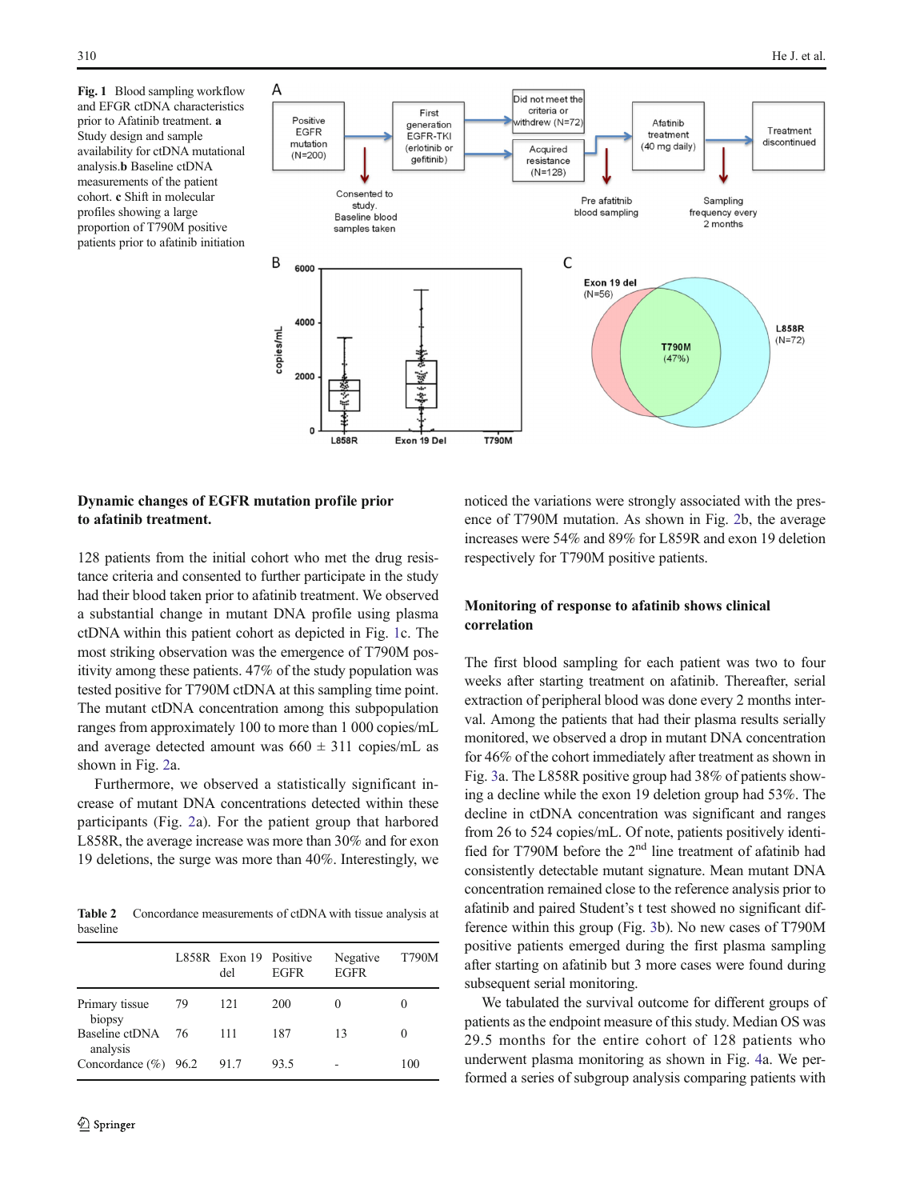**Fig. 1** Blood sampling workflow and EFGR ctDNA characteristics prior to Afatinib treatment. **a** Study design and sample availability for ctDNA mutational analysis.**b** Baseline ctDNA measurements of the patient cohort. **c** Shift in molecular profiles showing a large proportion of T790M positive patients prior to afatinib initiation

### Dynamic changes of EGFR mutation profile prior to afatinib treatment.

128 patients from the initial cohort who met the drug resistance criteria and consented to further participate in the study had their blood taken prior to afatinib treatment. We observed a substantial change in mutant DNA profile using plasma ctDNA within this patient cohort as depicted in Fig. 1c. The most striking observation was the emergence of T790M positivity among these patients. 47% of the study population was tested positive for T790M ctDNA at this sampling time point. The mutant ctDNA concentration among this subpopulation ranges from approximately 100 to more than 1 000 copies/mL and average detected amount was 660 ± 311 copies/mL as shown in Fig. 2a.

Furthermore, we observed a statistically significant increase of mutant DNA concentrations detected within these participants (Fig. 2a). For the patient group that harbored L858R, the average increase was more than 30% and for exon 19 deletions, the surge was more than 40%. Interestingly, we noticed the variations were strongly associated with the presence of T790M mutation. As shown in Fig. 2b, the average increases were 54% and 89% for L859R and exon 19 deletion respectively for T790M positive patients.

**Table 2** Concordance measurements of ctDNA with tissue analysis at baseline

| | L858R | Exon 19 del | Positive EGFR | Negative EGFR | T790M |
|---|---|---|---|---|---|
| Primary tissue biopsy | 79 | 121 | 200 | 0 | 0 |
| Baseline ctDNA analysis | 76 | 111 | 187 | 13 | 0 |
| Concordance (%) | 96.2 | 91.7 | 93.5 | - | 100 |

### Monitoring of response to afatinib shows clinical correlation

The first blood sampling for each patient was two to four weeks after starting treatment on afatinib. Thereafter, serial extraction of peripheral blood was done every 2 months interval. Among the patients that had their plasma results serially monitored, we observed a drop in mutant DNA concentration for 46% of the cohort immediately after treatment as shown in Fig. 3a. The L858R positive group had 38% of patients showing a decline while the exon 19 deletion group had 53%. The decline in ctDNA concentration was significant and ranges from 26 to 524 copies/mL. Of note, patients positively identified for T790M before the 2nd line treatment of afatinib had consistently detectable mutant signature. Mean mutant DNA concentration remained close to the reference analysis prior to afatinib and paired Student's t test showed no significant difference within this group (Fig. 3b). No new cases of T790M positive patients emerged during the first plasma sampling after starting on afatinib but 3 more cases were found during subsequent serial monitoring.

We tabulated the survival outcome for different groups of patients as the endpoint measure of this study. Median OS was 29.5 months for the entire cohort of 128 patients who underwent plasma monitoring as shown in Fig. 4a. We performed a series of subgroup analysis comparing patients with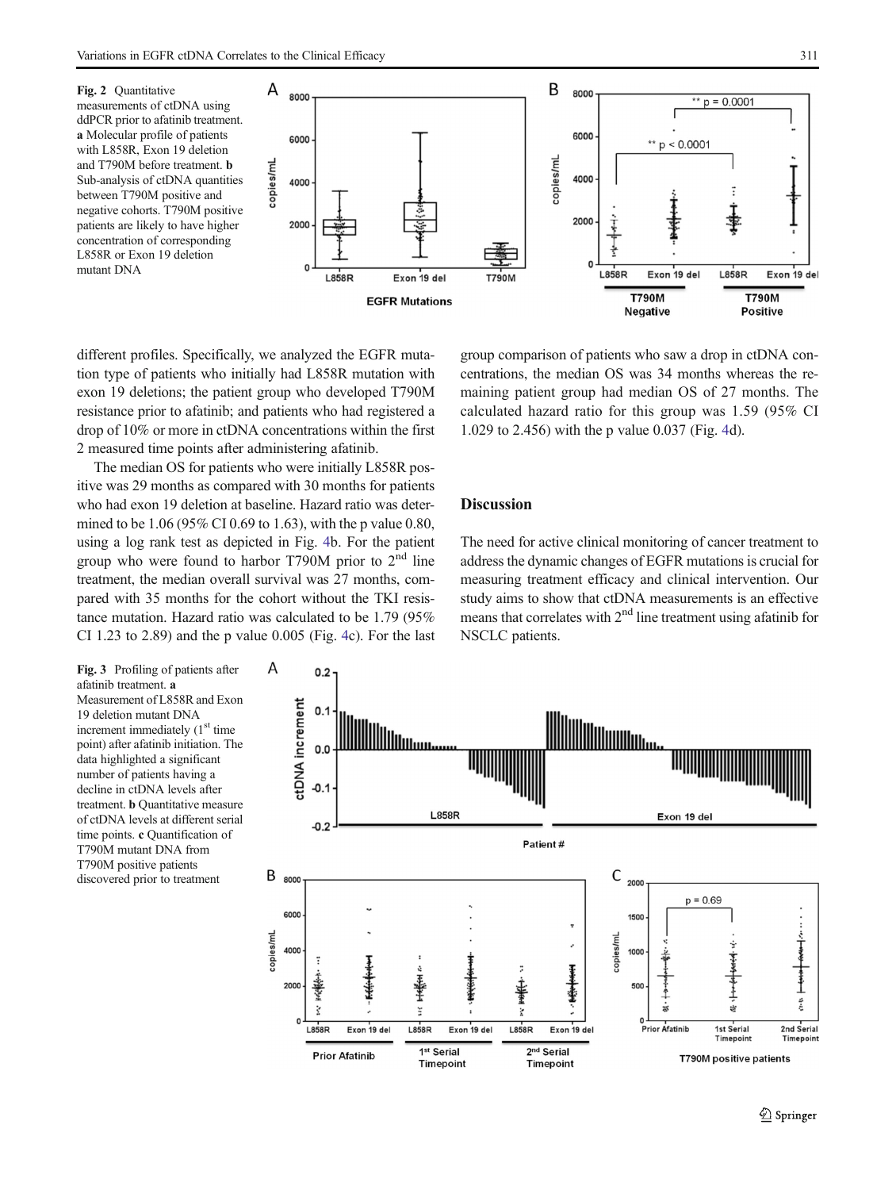**Fig. 2** Quantitative measurements of ctDNA using ddPCR prior to afatinib treatment. **a** Molecular profile of patients with L858R, Exon 19 deletion and T790M before treatment. **b** Sub-analysis of ctDNA quantities between T790M positive and negative cohorts. T790M positive patients are likely to have higher concentration of corresponding L858R or Exon 19 deletion mutant DNA

different profiles. Specifically, we analyzed the EGFR mutation type of patients who initially had L858R mutation with exon 19 deletions; the patient group who developed T790M resistance prior to afatinib; and patients who had registered a drop of 10% or more in ctDNA concentrations within the first 2 measured time points after administering afatinib.

The median OS for patients who were initially L858R positive was 29 months as compared with 30 months for patients who had exon 19 deletion at baseline. Hazard ratio was determined to be 1.06 (95% CI 0.69 to 1.63), with the p value 0.80, using a log rank test as depicted in Fig. 4b. For the patient group who were found to harbor T790M prior to 2nd line treatment, the median overall survival was 27 months, compared with 35 months for the cohort without the TKI resistance mutation. Hazard ratio was calculated to be 1.79 (95% CI 1.23 to 2.89) and the p value 0.005 (Fig. 4c). For the last group comparison of patients who saw a drop in ctDNA concentrations, the median OS was 34 months whereas the remaining patient group had median OS of 27 months. The calculated hazard ratio for this group was 1.59 (95% CI 1.029 to 2.456) with the p value 0.037 (Fig. 4d).

## Discussion

The need for active clinical monitoring of cancer treatment to address the dynamic changes of EGFR mutations is crucial for measuring treatment efficacy and clinical intervention. Our study aims to show that ctDNA measurements is an effective means that correlates with 2nd line treatment using afatinib for NSCLC patients.

**Fig. 3** Profiling of patients after afatinib treatment. **a** Measurement of L858R and Exon 19 deletion mutant DNA increment immediately (1st time point) after afatinib initiation. The data highlighted a significant number of patients having a decline in ctDNA levels after treatment. **b** Quantitative measure of ctDNA levels at different serial time points. **c** Quantification of T790M mutant DNA from T790M positive patients discovered prior to treatment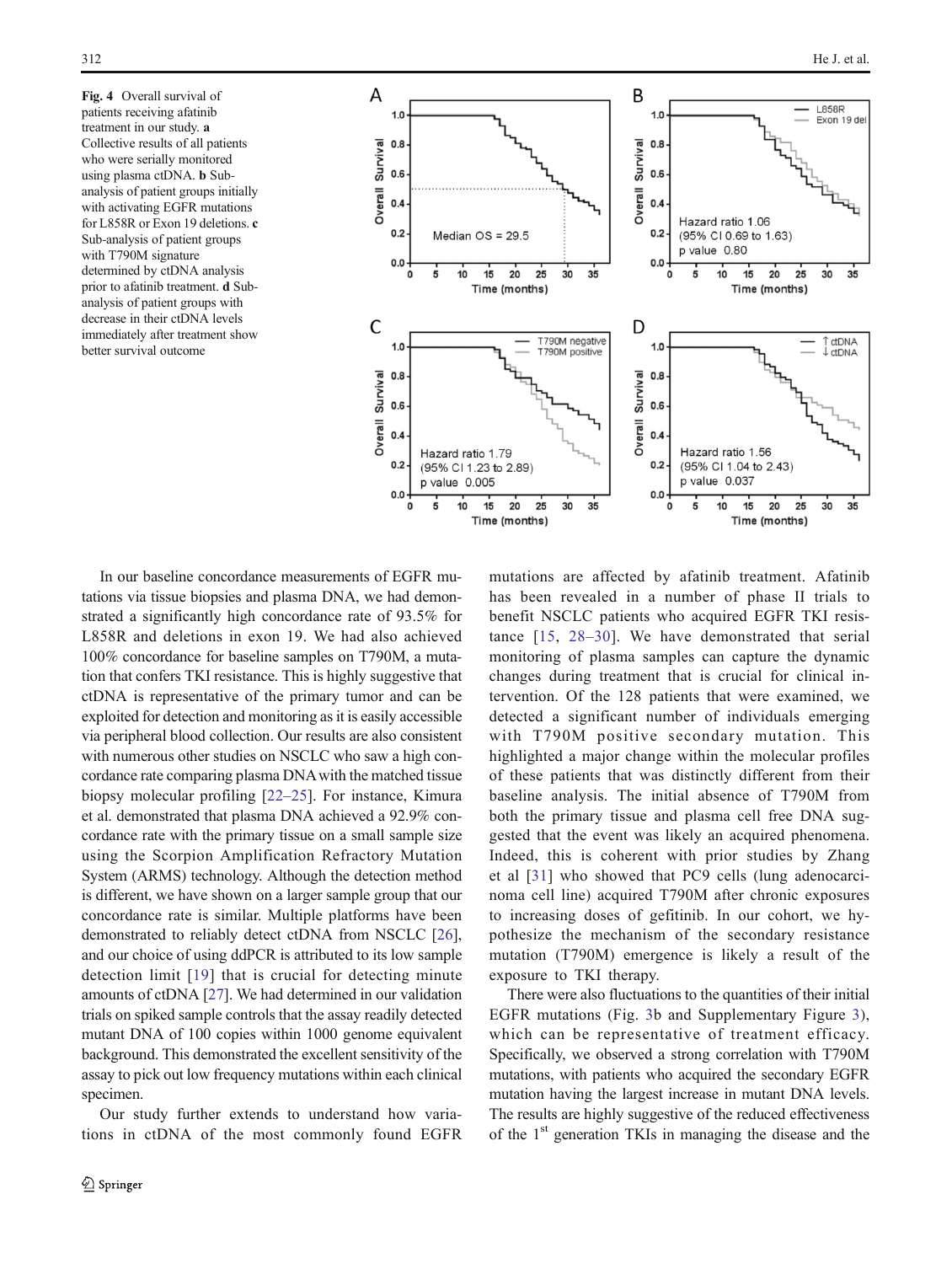**Fig. 4** Overall survival of patients receiving afatinib treatment in our study. **a** Collective results of all patients who were serially monitored using plasma ctDNA. **b** Sub-analysis of patient groups initially with activating EGFR mutations for L858R or Exon 19 deletions. **c** Sub-analysis of patient groups with T790M signature determined by ctDNA analysis prior to afatinib treatment. **d** Sub-analysis of patient groups with decrease in their ctDNA levels immediately after treatment show better survival outcome

In our baseline concordance measurements of EGFR mutations via tissue biopsies and plasma DNA, we had demonstrated a significantly high concordance rate of 93.5% for L858R and deletions in exon 19. We had also achieved 100% concordance for baseline samples on T790M, a mutation that confers TKI resistance. This is highly suggestive that ctDNA is representative of the primary tumor and can be exploited for detection and monitoring as it is easily accessible via peripheral blood collection. Our results are also consistent with numerous other studies on NSCLC who saw a high concordance rate comparing plasma DNA with the matched tissue biopsy molecular profiling [22–25]. For instance, Kimura et al. demonstrated that plasma DNA achieved a 92.9% concordance rate with the primary tissue on a small sample size using the Scorpion Amplification Refractory Mutation System (ARMS) technology. Although the detection method is different, we have shown on a larger sample group that our concordance rate is similar. Multiple platforms have been demonstrated to reliably detect ctDNA from NSCLC [26], and our choice of using ddPCR is attributed to its low sample detection limit [19] that is crucial for detecting minute amounts of ctDNA [27]. We had determined in our validation trials on spiked sample controls that the assay readily detected mutant DNA of 100 copies within 1000 genome equivalent background. This demonstrated the excellent sensitivity of the assay to pick out low frequency mutations within each clinical specimen.

Our study further extends to understand how variations in ctDNA of the most commonly found EGFR mutations are affected by afatinib treatment. Afatinib has been revealed in a number of phase II trials to benefit NSCLC patients who acquired EGFR TKI resistance [15, 28–30]. We have demonstrated that serial monitoring of plasma samples can capture the dynamic changes during treatment that is crucial for clinical intervention. Of the 128 patients that were examined, we detected a significant number of individuals emerging with T790M positive secondary mutation. This highlighted a major change within the molecular profiles of these patients that was distinctly different from their baseline analysis. The initial absence of T790M from both the primary tissue and plasma cell free DNA suggested that the event was likely an acquired phenomena. Indeed, this is coherent with prior studies by Zhang et al [31] who showed that PC9 cells (lung adenocarcinoma cell line) acquired T790M after chronic exposures to increasing doses of gefitinib. In our cohort, we hypothesize the mechanism of the secondary resistance mutation (T790M) emergence is likely a result of the exposure to TKI therapy.

There were also fluctuations to the quantities of their initial EGFR mutations (Fig. 3b and Supplementary Figure 3), which can be representative of treatment efficacy. Specifically, we observed a strong correlation with T790M mutations, with patients who acquired the secondary EGFR mutation having the largest increase in mutant DNA levels. The results are highly suggestive of the reduced effectiveness of the 1[st] generation TKIs in managing the disease and the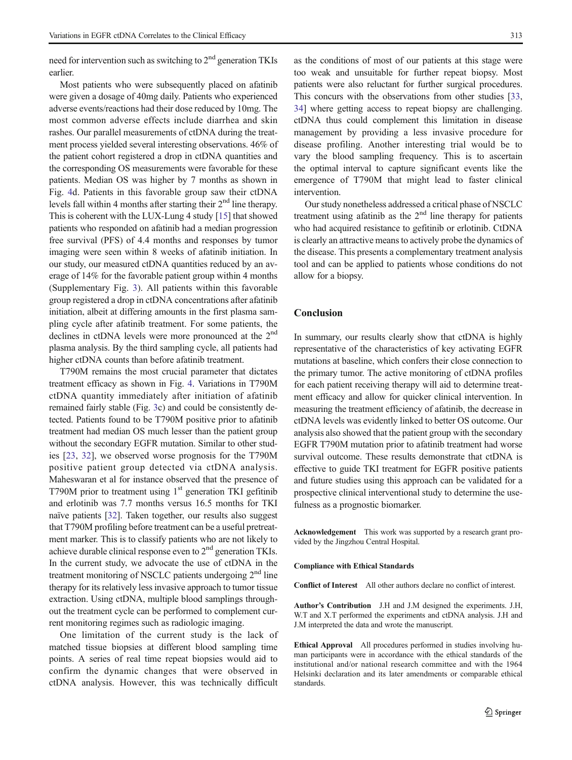need for intervention such as switching to 2nd generation TKIs earlier.

Most patients who were subsequently placed on afatinib were given a dosage of 40mg daily. Patients who experienced adverse events/reactions had their dose reduced by 10mg. The most common adverse effects include diarrhea and skin rashes. Our parallel measurements of ctDNA during the treatment process yielded several interesting observations. 46% of the patient cohort registered a drop in ctDNA quantities and the corresponding OS measurements were favorable for these patients. Median OS was higher by 7 months as shown in Fig. 4d. Patients in this favorable group saw their ctDNA levels fall within 4 months after starting their 2nd line therapy. This is coherent with the LUX-Lung 4 study [15] that showed patients who responded on afatinib had a median progression free survival (PFS) of 4.4 months and responses by tumor imaging were seen within 8 weeks of afatinib initiation. In our study, our measured ctDNA quantities reduced by an average of 14% for the favorable patient group within 4 months (Supplementary Fig. 3). All patients within this favorable group registered a drop in ctDNA concentrations after afatinib initiation, albeit at differing amounts in the first plasma sampling cycle after afatinib treatment. For some patients, the declines in ctDNA levels were more pronounced at the 2nd plasma analysis. By the third sampling cycle, all patients had higher ctDNA counts than before afatinib treatment.

T790M remains the most crucial parameter that dictates treatment efficacy as shown in Fig. 4. Variations in T790M ctDNA quantity immediately after initiation of afatinib remained fairly stable (Fig. 3c) and could be consistently detected. Patients found to be T790M positive prior to afatinib treatment had median OS much lesser than the patient group without the secondary EGFR mutation. Similar to other studies [23, 32], we observed worse prognosis for the T790M positive patient group detected via ctDNA analysis. Maheswaran et al for instance observed that the presence of T790M prior to treatment using 1st generation TKI gefitinib and erlotinib was 7.7 months versus 16.5 months for TKI naïve patients [32]. Taken together, our results also suggest that T790M profiling before treatment can be a useful pretreatment marker. This is to classify patients who are not likely to achieve durable clinical response even to 2nd generation TKIs. In the current study, we advocate the use of ctDNA in the treatment monitoring of NSCLC patients undergoing 2nd line therapy for its relatively less invasive approach to tumor tissue extraction. Using ctDNA, multiple blood samplings throughout the treatment cycle can be performed to complement current monitoring regimes such as radiologic imaging.

One limitation of the current study is the lack of matched tissue biopsies at different blood sampling time points. A series of real time repeat biopsies would aid to confirm the dynamic changes that were observed in ctDNA analysis. However, this was technically difficult as the conditions of most of our patients at this stage were too weak and unsuitable for further repeat biopsy. Most patients were also reluctant for further surgical procedures. This concurs with the observations from other studies [33, 34] where getting access to repeat biopsy are challenging. ctDNA thus could complement this limitation in disease management by providing a less invasive procedure for disease profiling. Another interesting trial would be to vary the blood sampling frequency. This is to ascertain the optimal interval to capture significant events like the emergence of T790M that might lead to faster clinical intervention.

Our study nonetheless addressed a critical phase of NSCLC treatment using afatinib as the 2nd line therapy for patients who had acquired resistance to gefitinib or erlotinib. CtDNA is clearly an attractive means to actively probe the dynamics of the disease. This presents a complementary treatment analysis tool and can be applied to patients whose conditions do not allow for a biopsy.

## Conclusion

In summary, our results clearly show that ctDNA is highly representative of the characteristics of key activating EGFR mutations at baseline, which confers their close connection to the primary tumor. The active monitoring of ctDNA profiles for each patient receiving therapy will aid to determine treatment efficacy and allow for quicker clinical intervention. In measuring the treatment efficiency of afatinib, the decrease in ctDNA levels was evidently linked to better OS outcome. Our analysis also showed that the patient group with the secondary EGFR T790M mutation prior to afatinib treatment had worse survival outcome. These results demonstrate that ctDNA is effective to guide TKI treatment for EGFR positive patients and future studies using this approach can be validated for a prospective clinical interventional study to determine the usefulness as a prognostic biomarker.

**Acknowledgement** This work was supported by a research grant provided by the Jingzhou Central Hospital.

**Compliance with Ethical Standards**

**Conflict of Interest** All other authors declare no conflict of interest.

**Author's Contribution** J.H and J.M designed the experiments. J.H, W.T and X.T performed the experiments and ctDNA analysis. J.H and J.M interpreted the data and wrote the manuscript.

**Ethical Approval** All procedures performed in studies involving human participants were in accordance with the ethical standards of the institutional and/or national research committee and with the 1964 Helsinki declaration and its later amendments or comparable ethical standards.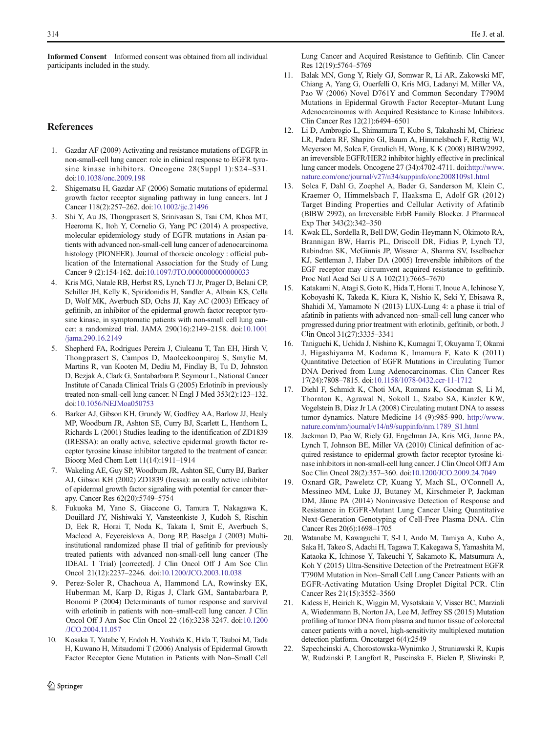**Informed Consent** Informed consent was obtained from all individual participants included in the study.

## References

1. Gazdar AF (2009) Activating and resistance mutations of EGFR in non-small-cell lung cancer: role in clinical response to EGFR tyrosine kinase inhibitors. Oncogene 28(Suppl 1):S24–S31. doi:10.1038/onc.2009.198
2. Shigematsu H, Gazdar AF (2006) Somatic mutations of epidermal growth factor receptor signaling pathway in lung cancers. Int J Cancer 118(2):257–262. doi:10.1002/ijc.21496
3. Shi Y, Au JS, Thongprasert S, Srinivasan S, Tsai CM, Khoa MT, Heeroma K, Itoh Y, Cornelio G, Yang PC (2014) A prospective, molecular epidemiology study of EGFR mutations in Asian patients with advanced non-small-cell lung cancer of adenocarcinoma histology (PIONEER). Journal of thoracic oncology : official publication of the International Association for the Study of Lung Cancer 9 (2):154-162. doi:10.1097/JTO.0000000000000033
4. Kris MG, Natale RB, Herbst RS, Lynch TJ Jr, Prager D, Belani CP, Schiller JH, Kelly K, Spiridonidis H, Sandler A, Albain KS, Cella D, Wolf MK, Averbuch SD, Ochs JJ, Kay AC (2003) Efficacy of gefitinib, an inhibitor of the epidermal growth factor receptor tyrosine kinase, in symptomatic patients with non-small cell lung cancer: a randomized trial. JAMA 290(16):2149–2158. doi:10.1001/jama.290.16.2149
5. Shepherd FA, Rodrigues Pereira J, Ciuleanu T, Tan EH, Hirsh V, Thongprasert S, Campos D, Maoleekoonpiroj S, Smylie M, Martins R, van Kooten M, Dediu M, Findlay B, Tu D, Johnston D, Bezjak A, Clark G, Santabarbara P, Seymour L, National Cancer Institute of Canada Clinical Trials G (2005) Erlotinib in previously treated non-small-cell lung cancer. N Engl J Med 353(2):123–132. doi:10.1056/NEJMoa050753
6. Barker AJ, Gibson KH, Grundy W, Godfrey AA, Barlow JJ, Healy MP, Woodburn JR, Ashton SE, Curry BJ, Scarlett L, Henthorn L, Richards L (2001) Studies leading to the identification of ZD1839 (IRESSA): an orally active, selective epidermal growth factor receptor tyrosine kinase inhibitor targeted to the treatment of cancer. Bioorg Med Chem Lett 11(14):1911–1914
7. Wakeling AE, Guy SP, Woodburn JR, Ashton SE, Curry BJ, Barker AJ, Gibson KH (2002) ZD1839 (Iressa): an orally active inhibitor of epidermal growth factor signaling with potential for cancer therapy. Cancer Res 62(20):5749–5754
8. Fukuoka M, Yano S, Giaccone G, Tamura T, Nakagawa K, Douillard JY, Nishiwaki Y, Vansteenkiste J, Kudoh S, Rischin D, Eek R, Horai T, Noda K, Takata I, Smit E, Averbuch S, Macleod A, Feyereislova A, Dong RP, Baselga J (2003) Multi-institutional randomized phase II trial of gefitinib for previously treated patients with advanced non-small-cell lung cancer (The IDEAL 1 Trial) [corrected]. J Clin Oncol Off J Am Soc Clin Oncol 21(12):2237–2246. doi:10.1200/JCO.2003.10.038
9. Perez-Soler R, Chachoua A, Hammond LA, Rowinsky EK, Huberman M, Karp D, Rigas J, Clark GM, Santabarbara P, Bonomi P (2004) Determinants of tumor response and survival with erlotinib in patients with non–small-cell lung cancer. J Clin Oncol Off J Am Soc Clin Oncol 22 (16):3238-3247. doi:10.1200/JCO.2004.11.057
10. Kosaka T, Yatabe Y, Endoh H, Yoshida K, Hida T, Tsuboi M, Tada H, Kuwano H, Mitsudomi T (2006) Analysis of Epidermal Growth Factor Receptor Gene Mutation in Patients with Non–Small Cell Lung Cancer and Acquired Resistance to Gefitinib. Clin Cancer Res 12(19):5764–5769
11. Balak MN, Gong Y, Riely GJ, Somwar R, Li AR, Zakowski MF, Chiang A, Yang G, Ouerfelli O, Kris MG, Ladanyi M, Miller VA, Pao W (2006) Novel D761Y and Common Secondary T790M Mutations in Epidermal Growth Factor Receptor–Mutant Lung Adenocarcinomas with Acquired Resistance to Kinase Inhibitors. Clin Cancer Res 12(21):6494–6501
12. Li D, Ambrogio L, Shimamura T, Kubo S, Takahashi M, Chirieac LR, Padera RF, Shapiro GI, Baum A, Himmelsbach F, Rettig WJ, Meyerson M, Solca F, Greulich H, Wong, K K (2008) BIBW2992, an irreversible EGFR/HER2 inhibitor highly effective in preclinical lung cancer models. Oncogene 27 (34):4702-4711. doi:http://www.nature.com/onc/journal/v27/n34/suppinfo/onc2008109s1.html
13. Solca F, Dahl G, Zoephel A, Bader G, Sanderson M, Klein C, Kraemer O, Himmelsbach F, Haaksma E, Adolf GR (2012) Target Binding Properties and Cellular Activity of Afatinib (BIBW 2992), an Irreversible ErbB Family Blocker. J Pharmacol Exp Ther 343(2):342–350
14. Kwak EL, Sordella R, Bell DW, Godin-Heymann N, Okimoto RA, Brannigan BW, Harris PL, Driscoll DR, Fidias P, Lynch TJ, Rabindran SK, McGinnis JP, Wissner A, Sharma SV, Isselbacher KJ, Settleman J, Haber DA (2005) Irreversible inhibitors of the EGF receptor may circumvent acquired resistance to gefitinib. Proc Natl Acad Sci U S A 102(21):7665–7670
15. Katakami N, Atagi S, Goto K, Hida T, Horai T, Inoue A, Ichinose Y, Koboyashi K, Takeda K, Kiura K, Nishio K, Seki Y, Ebisawa R, Shahidi M, Yamamoto N (2013) LUX-Lung 4: a phase ii trial of afatinib in patients with advanced non–small-cell lung cancer who progressed during prior treatment with erlotinib, gefitinib, or both. J Clin Oncol 31(27):3335–3341
16. Taniguchi K, Uchida J, Nishino K, Kumagai T, Okuyama T, Okami J, Higashiyama M, Kodama K, Imamura F, Kato K (2011) Quantitative Detection of EGFR Mutations in Circulating Tumor DNA Derived from Lung Adenocarcinomas. Clin Cancer Res 17(24):7808–7815. doi:10.1158/1078-0432.ccr-11-1712
17. Diehl F, Schmidt K, Choti MA, Romans K, Goodman S, Li M, Thornton K, Agrawal N, Sokoll L, Szabo SA, Kinzler KW, Vogelstein B, Diaz Jr LA (2008) Circulating mutant DNA to assess tumor dynamics. Nature Medicine 14 (9):985-990. http://www.nature.com/nm/journal/v14/n9/suppinfo/nm.1789_S1.html
18. Jackman D, Pao W, Riely GJ, Engelman JA, Kris MG, Janne PA, Lynch T, Johnson BE, Miller VA (2010) Clinical definition of acquired resistance to epidermal growth factor receptor tyrosine kinase inhibitors in non-small-cell lung cancer. J Clin Oncol Off J Am Soc Clin Oncol 28(2):357–360. doi:10.1200/JCO.2009.24.7049
19. Oxnard GR, Paweletz CP, Kuang Y, Mach SL, O'Connell A, Messineo MM, Luke JJ, Butaney M, Kirschmeier P, Jackman DM, Jänne PA (2014) Noninvasive Detection of Response and Resistance in EGFR-Mutant Lung Cancer Using Quantitative Next-Generation Genotyping of Cell-Free Plasma DNA. Clin Cancer Res 20(6):1698–1705
20. Watanabe M, Kawaguchi T, S-I I, Ando M, Tamiya A, Kubo A, Saka H, Takeo S, Adachi H, Tagawa T, Kakegawa S, Yamashita M, Kataoka K, Ichinose Y, Takeuchi Y, Sakamoto K, Matsumura A, Koh Y (2015) Ultra-Sensitive Detection of the Pretreatment EGFR T790M Mutation in Non–Small Cell Lung Cancer Patients with an EGFR-Activating Mutation Using Droplet Digital PCR. Clin Cancer Res 21(15):3552–3560
21. Kidess E, Heirich K, Wiggin M, Vysotskaia V, Visser BC, Marziali A, Wiedenmann B, Norton JA, Lee M, Jeffrey SS (2015) Mutation profiling of tumor DNA from plasma and tumor tissue of colorectal cancer patients with a novel, high-sensitivity multiplexed mutation detection platform. Oncotarget 6(4):2549
22. Szpechcinski A, Chorostowska-Wynimko J, Struniawski R, Kupis W, Rudzinski P, Langfort R, Puscinska E, Bielen P, Sliwinski P,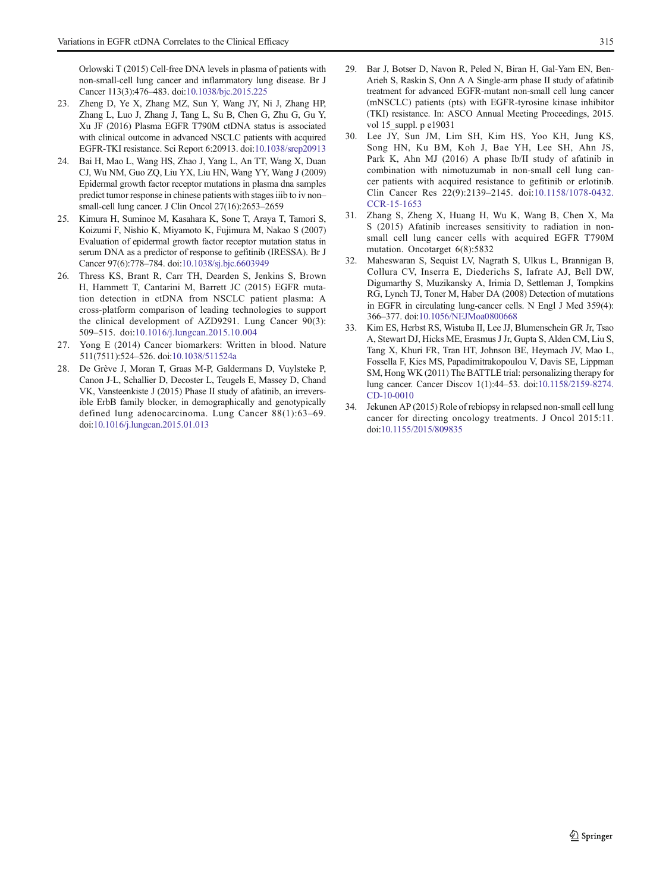Orlowski T (2015) Cell-free DNA levels in plasma of patients with non-small-cell lung cancer and inflammatory lung disease. Br J Cancer 113(3):476–483. doi:10.1038/bjc.2015.225

23. Zheng D, Ye X, Zhang MZ, Sun Y, Wang JY, Ni J, Zhang HP, Zhang L, Luo J, Zhang J, Tang L, Su B, Chen G, Zhu G, Gu Y, Xu JF (2016) Plasma EGFR T790M ctDNA status is associated with clinical outcome in advanced NSCLC patients with acquired EGFR-TKI resistance. Sci Report 6:20913. doi:10.1038/srep20913
24. Bai H, Mao L, Wang HS, Zhao J, Yang L, An TT, Wang X, Duan CJ, Wu NM, Guo ZQ, Liu YX, Liu HN, Wang YY, Wang J (2009) Epidermal growth factor receptor mutations in plasma dna samples predict tumor response in chinese patients with stages iiib to iv non–small-cell lung cancer. J Clin Oncol 27(16):2653–2659
25. Kimura H, Suminoe M, Kasahara K, Sone T, Araya T, Tamori S, Koizumi F, Nishio K, Miyamoto K, Fujimura M, Nakao S (2007) Evaluation of epidermal growth factor receptor mutation status in serum DNA as a predictor of response to gefitinib (IRESSA). Br J Cancer 97(6):778–784. doi:10.1038/sj.bjc.6603949
26. Thress KS, Brant R, Carr TH, Dearden S, Jenkins S, Brown H, Hammett T, Cantarini M, Barrett JC (2015) EGFR mutation detection in ctDNA from NSCLC patient plasma: A cross-platform comparison of leading technologies to support the clinical development of AZD9291. Lung Cancer 90(3):509–515. doi:10.1016/j.lungcan.2015.10.004
27. Yong E (2014) Cancer biomarkers: Written in blood. Nature 511(7511):524–526. doi:10.1038/511524a
28. De Grève J, Moran T, Graas M-P, Galdermans D, Vuylsteke P, Canon J-L, Schallier D, Decoster L, Teugels E, Massey D, Chand VK, Vansteenkiste J (2015) Phase II study of afatinib, an irreversible ErbB family blocker, in demographically and genotypically defined lung adenocarcinoma. Lung Cancer 88(1):63–69. doi:10.1016/j.lungcan.2015.01.013
29. Bar J, Botser D, Navon R, Peled N, Biran H, Gal-Yam EN, Ben-Arieh S, Raskin S, Onn A A Single-arm phase II study of afatinib treatment for advanced EGFR-mutant non-small cell lung cancer (mNSCLC) patients (pts) with EGFR-tyrosine kinase inhibitor (TKI) resistance. In: ASCO Annual Meeting Proceedings, 2015. vol 15_suppl. p e19031
30. Lee JY, Sun JM, Lim SH, Kim HS, Yoo KH, Jung KS, Song HN, Ku BM, Koh J, Bae YH, Lee SH, Ahn JS, Park K, Ahn MJ (2016) A phase Ib/II study of afatinib in combination with nimotuzumab in non-small cell lung cancer patients with acquired resistance to gefitinib or erlotinib. Clin Cancer Res 22(9):2139–2145. doi:10.1158/1078-0432.CCR-15-1653
31. Zhang S, Zheng X, Huang H, Wu K, Wang B, Chen X, Ma S (2015) Afatinib increases sensitivity to radiation in non-small cell lung cancer cells with acquired EGFR T790M mutation. Oncotarget 6(8):5832
32. Maheswaran S, Sequist LV, Nagrath S, Ulkus L, Brannigan B, Collura CV, Inserra E, Diederichs S, Iafrate AJ, Bell DW, Digumarthy S, Muzikansky A, Irimia D, Settleman J, Tompkins RG, Lynch TJ, Toner M, Haber DA (2008) Detection of mutations in EGFR in circulating lung-cancer cells. N Engl J Med 359(4):366–377. doi:10.1056/NEJMoa0800668
33. Kim ES, Herbst RS, Wistuba II, Lee JJ, Blumenschein GR Jr, Tsao A, Stewart DJ, Hicks ME, Erasmus J Jr, Gupta S, Alden CM, Liu S, Tang X, Khuri FR, Tran HT, Johnson BE, Heymach JV, Mao L, Fossella F, Kies MS, Papadimitrakopoulou V, Davis SE, Lippman SM, Hong WK (2011) The BATTLE trial: personalizing therapy for lung cancer. Cancer Discov 1(1):44–53. doi:10.1158/2159-8274.CD-10-0010
34. Jekunen AP (2015) Role of rebiopsy in relapsed non-small cell lung cancer for directing oncology treatments. J Oncol 2015:11. doi:10.1155/2015/809835